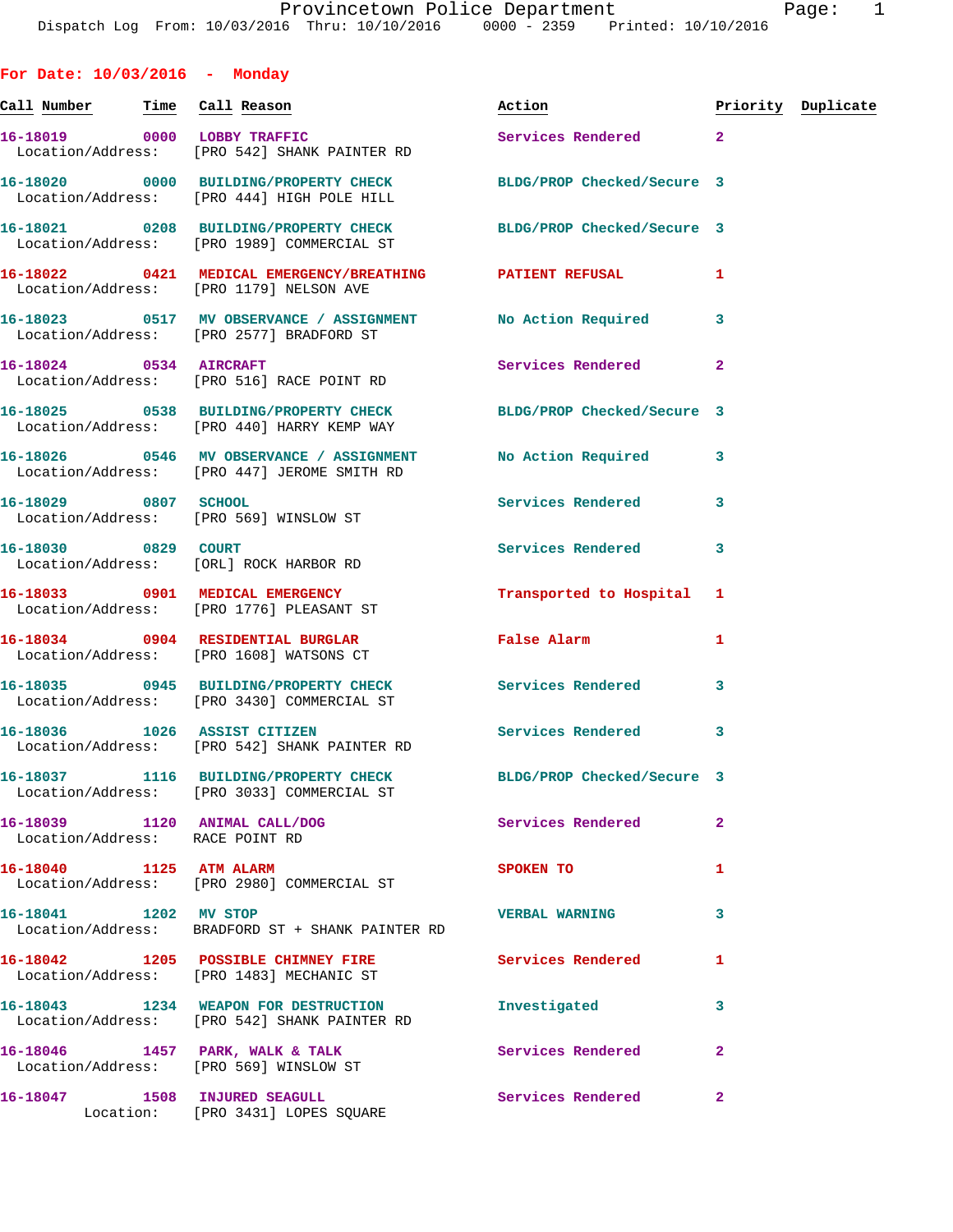Provincetown Police Department
Dispatch Log From: 10/03/2016 Thru: 10/10/2016 0000 - 2359 Printed: 10/10/2016

## For Date: 10/03/2016 - Monday

| Call Number | Time | Call Reason | Action | Priority | Duplicate |
|---|---|---|---|---|---|
| 16-18019 | 0000 | LOBBY TRAFFIC | Services Rendered | 2 | |
| Location/Address: | | [PRO 542] SHANK PAINTER RD | | | |
| 16-18020 | 0000 | BUILDING/PROPERTY CHECK | BLDG/PROP Checked/Secure | 3 | |
| Location/Address: | | [PRO 444] HIGH POLE HILL | | | |
| 16-18021 | 0208 | BUILDING/PROPERTY CHECK | BLDG/PROP Checked/Secure | 3 | |
| Location/Address: | | [PRO 1989] COMMERCIAL ST | | | |
| 16-18022 | 0421 | MEDICAL EMERGENCY/BREATHING | PATIENT REFUSAL | 1 | |
| Location/Address: | | [PRO 1179] NELSON AVE | | | |
| 16-18023 | 0517 | MV OBSERVANCE / ASSIGNMENT | No Action Required | 3 | |
| Location/Address: | | [PRO 2577] BRADFORD ST | | | |
| 16-18024 | 0534 | AIRCRAFT | Services Rendered | 2 | |
| Location/Address: | | [PRO 516] RACE POINT RD | | | |
| 16-18025 | 0538 | BUILDING/PROPERTY CHECK | BLDG/PROP Checked/Secure | 3 | |
| Location/Address: | | [PRO 440] HARRY KEMP WAY | | | |
| 16-18026 | 0546 | MV OBSERVANCE / ASSIGNMENT | No Action Required | 3 | |
| Location/Address: | | [PRO 447] JEROME SMITH RD | | | |
| 16-18029 | 0807 | SCHOOL | Services Rendered | 3 | |
| Location/Address: | | [PRO 569] WINSLOW ST | | | |
| 16-18030 | 0829 | COURT | Services Rendered | 3 | |
| Location/Address: | | [ORL] ROCK HARBOR RD | | | |
| 16-18033 | 0901 | MEDICAL EMERGENCY | Transported to Hospital | 1 | |
| Location/Address: | | [PRO 1776] PLEASANT ST | | | |
| 16-18034 | 0904 | RESIDENTIAL BURGLAR | False Alarm | 1 | |
| Location/Address: | | [PRO 1608] WATSONS CT | | | |
| 16-18035 | 0945 | BUILDING/PROPERTY CHECK | Services Rendered | 3 | |
| Location/Address: | | [PRO 3430] COMMERCIAL ST | | | |
| 16-18036 | 1026 | ASSIST CITIZEN | Services Rendered | 3 | |
| Location/Address: | | [PRO 542] SHANK PAINTER RD | | | |
| 16-18037 | 1116 | BUILDING/PROPERTY CHECK | BLDG/PROP Checked/Secure | 3 | |
| Location/Address: | | [PRO 3033] COMMERCIAL ST | | | |
| 16-18039 | 1120 | ANIMAL CALL/DOG | Services Rendered | 2 | |
| Location/Address: | | RACE POINT RD | | | |
| 16-18040 | 1125 | ATM ALARM | SPOKEN TO | 1 | |
| Location/Address: | | [PRO 2980] COMMERCIAL ST | | | |
| 16-18041 | 1202 | MV STOP | VERBAL WARNING | 3 | |
| Location/Address: | | BRADFORD ST + SHANK PAINTER RD | | | |
| 16-18042 | 1205 | POSSIBLE CHIMNEY FIRE | Services Rendered | 1 | |
| Location/Address: | | [PRO 1483] MECHANIC ST | | | |
| 16-18043 | 1234 | WEAPON FOR DESTRUCTION | Investigated | 3 | |
| Location/Address: | | [PRO 542] SHANK PAINTER RD | | | |
| 16-18046 | 1457 | PARK, WALK & TALK | Services Rendered | 2 | |
| Location/Address: | | [PRO 569] WINSLOW ST | | | |
| 16-18047 | 1508 | INJURED SEAGULL | Services Rendered | 2 | |
| Location: | | [PRO 3431] LOPES SQUARE | | | |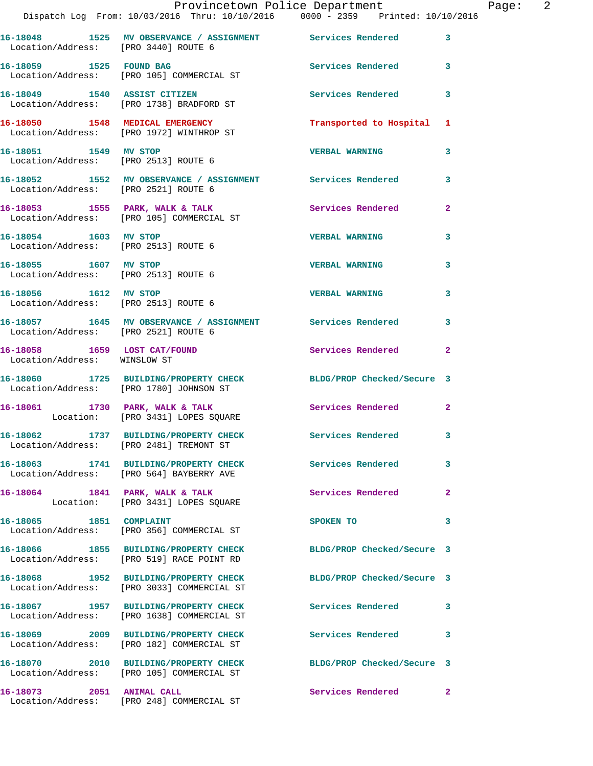16-18048 1525 MV OBSERVANCE / ASSIGNMENT Services Rendered 3
Location/Address: [PRO 3440] ROUTE 6

16-18059 1525 FOUND BAG Services Rendered 3
Location/Address: [PRO 105] COMMERCIAL ST

16-18049 1540 ASSIST CITIZEN Services Rendered 3
Location/Address: [PRO 1738] BRADFORD ST

16-18050 1548 MEDICAL EMERGENCY Transported to Hospital 1
Location/Address: [PRO 1972] WINTHROP ST

16-18051 1549 MV STOP VERBAL WARNING 3
Location/Address: [PRO 2513] ROUTE 6

16-18052 1552 MV OBSERVANCE / ASSIGNMENT Services Rendered 3
Location/Address: [PRO 2521] ROUTE 6

16-18053 1555 PARK, WALK & TALK Services Rendered 2
Location/Address: [PRO 105] COMMERCIAL ST

16-18054 1603 MV STOP VERBAL WARNING 3
Location/Address: [PRO 2513] ROUTE 6

16-18055 1607 MV STOP VERBAL WARNING 3
Location/Address: [PRO 2513] ROUTE 6

16-18056 1612 MV STOP VERBAL WARNING 3
Location/Address: [PRO 2513] ROUTE 6

16-18057 1645 MV OBSERVANCE / ASSIGNMENT Services Rendered 3
Location/Address: [PRO 2521] ROUTE 6

16-18058 1659 LOST CAT/FOUND Services Rendered 2
Location/Address: WINSLOW ST

16-18060 1725 BUILDING/PROPERTY CHECK BLDG/PROP Checked/Secure 3
Location/Address: [PRO 1780] JOHNSON ST

16-18061 1730 PARK, WALK & TALK Services Rendered 2
Location: [PRO 3431] LOPES SQUARE

16-18062 1737 BUILDING/PROPERTY CHECK Services Rendered 3
Location/Address: [PRO 2481] TREMONT ST

16-18063 1741 BUILDING/PROPERTY CHECK Services Rendered 3
Location/Address: [PRO 564] BAYBERRY AVE

16-18064 1841 PARK, WALK & TALK Services Rendered 2
Location: [PRO 3431] LOPES SQUARE

16-18065 1851 COMPLAINT SPOKEN TO 3
Location/Address: [PRO 356] COMMERCIAL ST

16-18066 1855 BUILDING/PROPERTY CHECK BLDG/PROP Checked/Secure 3
Location/Address: [PRO 519] RACE POINT RD

16-18068 1952 BUILDING/PROPERTY CHECK BLDG/PROP Checked/Secure 3
Location/Address: [PRO 3033] COMMERCIAL ST

16-18067 1957 BUILDING/PROPERTY CHECK Services Rendered 3
Location/Address: [PRO 1638] COMMERCIAL ST

16-18069 2009 BUILDING/PROPERTY CHECK Services Rendered 3
Location/Address: [PRO 182] COMMERCIAL ST

16-18070 2010 BUILDING/PROPERTY CHECK BLDG/PROP Checked/Secure 3
Location/Address: [PRO 105] COMMERCIAL ST

16-18073 2051 ANIMAL CALL Services Rendered 2
Location/Address: [PRO 248] COMMERCIAL ST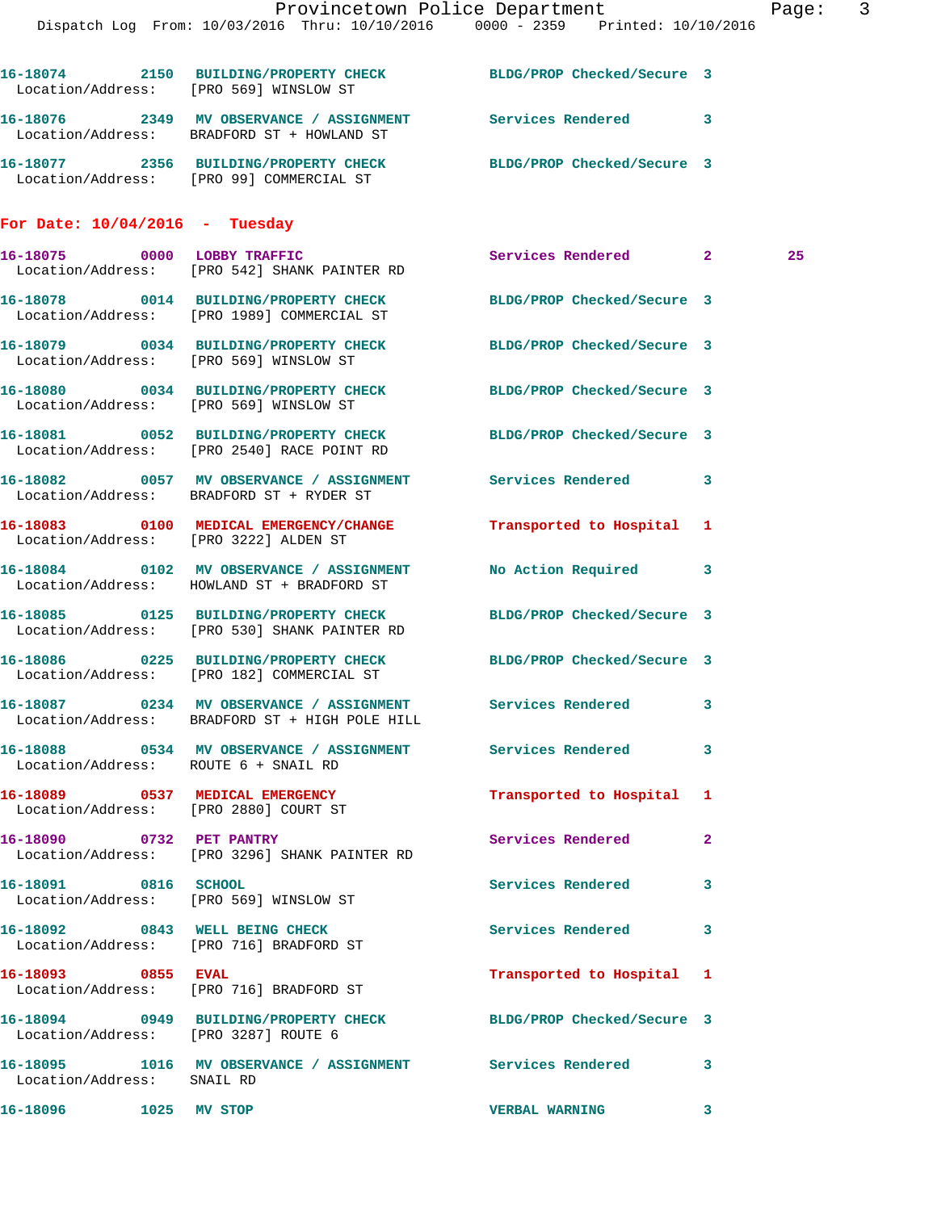16-18074 2150 BUILDING/PROPERTY CHECK BLDG/PROP Checked/Secure 3
Location/Address: [PRO 569] WINSLOW ST

16-18076 2349 MV OBSERVANCE / ASSIGNMENT Services Rendered 3
Location/Address: BRADFORD ST + HOWLAND ST

16-18077 2356 BUILDING/PROPERTY CHECK BLDG/PROP Checked/Secure 3
Location/Address: [PRO 99] COMMERCIAL ST

## For Date: 10/04/2016 - Tuesday

16-18075 0000 LOBBY TRAFFIC Services Rendered 2 25
Location/Address: [PRO 542] SHANK PAINTER RD

16-18078 0014 BUILDING/PROPERTY CHECK BLDG/PROP Checked/Secure 3
Location/Address: [PRO 1989] COMMERCIAL ST

16-18079 0034 BUILDING/PROPERTY CHECK BLDG/PROP Checked/Secure 3
Location/Address: [PRO 569] WINSLOW ST

16-18080 0034 BUILDING/PROPERTY CHECK BLDG/PROP Checked/Secure 3
Location/Address: [PRO 569] WINSLOW ST

16-18081 0052 BUILDING/PROPERTY CHECK BLDG/PROP Checked/Secure 3
Location/Address: [PRO 2540] RACE POINT RD

16-18082 0057 MV OBSERVANCE / ASSIGNMENT Services Rendered 3
Location/Address: BRADFORD ST + RYDER ST

16-18083 0100 MEDICAL EMERGENCY/CHANGE Transported to Hospital 1
Location/Address: [PRO 3222] ALDEN ST

16-18084 0102 MV OBSERVANCE / ASSIGNMENT No Action Required 3
Location/Address: HOWLAND ST + BRADFORD ST

16-18085 0125 BUILDING/PROPERTY CHECK BLDG/PROP Checked/Secure 3
Location/Address: [PRO 530] SHANK PAINTER RD

16-18086 0225 BUILDING/PROPERTY CHECK BLDG/PROP Checked/Secure 3
Location/Address: [PRO 182] COMMERCIAL ST

16-18087 0234 MV OBSERVANCE / ASSIGNMENT Services Rendered 3
Location/Address: BRADFORD ST + HIGH POLE HILL

16-18088 0534 MV OBSERVANCE / ASSIGNMENT Services Rendered 3
Location/Address: ROUTE 6 + SNAIL RD

16-18089 0537 MEDICAL EMERGENCY Transported to Hospital 1
Location/Address: [PRO 2880] COURT ST

16-18090 0732 PET PANTRY Services Rendered 2
Location/Address: [PRO 3296] SHANK PAINTER RD

16-18091 0816 SCHOOL Services Rendered 3
Location/Address: [PRO 569] WINSLOW ST

16-18092 0843 WELL BEING CHECK Services Rendered 3
Location/Address: [PRO 716] BRADFORD ST

16-18093 0855 EVAL Transported to Hospital 1
Location/Address: [PRO 716] BRADFORD ST

16-18094 0949 BUILDING/PROPERTY CHECK BLDG/PROP Checked/Secure 3
Location/Address: [PRO 3287] ROUTE 6

16-18095 1016 MV OBSERVANCE / ASSIGNMENT Services Rendered 3
Location/Address: SNAIL RD

16-18096 1025 MV STOP VERBAL WARNING 3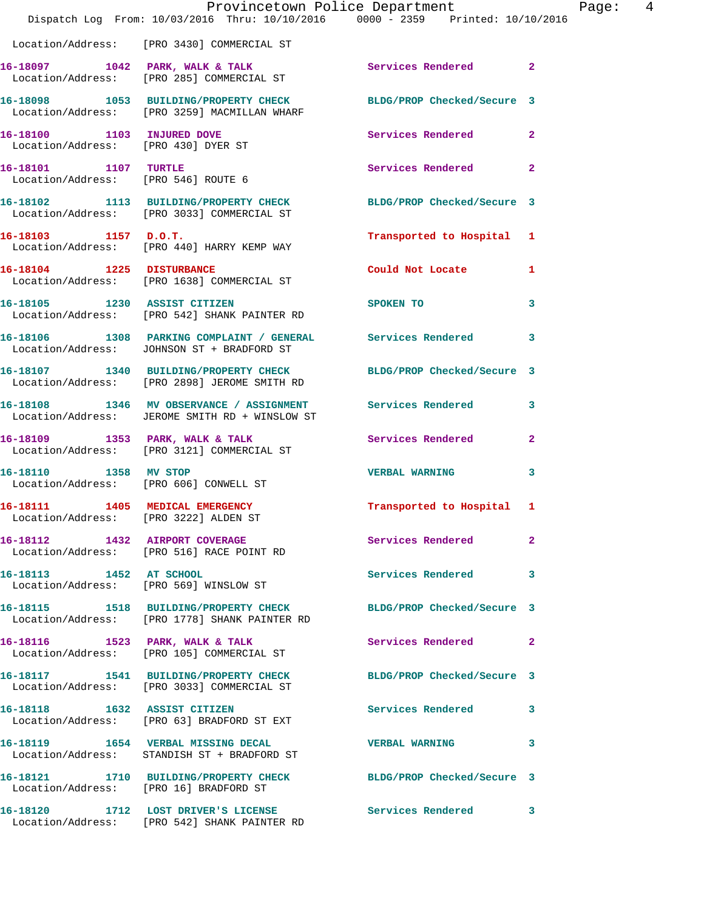Location/Address: [PRO 3430] COMMERCIAL ST

16-18097 1042 PARK, WALK & TALK Services Rendered 2
Location/Address: [PRO 285] COMMERCIAL ST

16-18098 1053 BUILDING/PROPERTY CHECK BLDG/PROP Checked/Secure 3
Location/Address: [PRO 3259] MACMILLAN WHARF

16-18100 1103 INJURED DOVE Services Rendered 2
Location/Address: [PRO 430] DYER ST

16-18101 1107 TURTLE Services Rendered 2
Location/Address: [PRO 546] ROUTE 6

16-18102 1113 BUILDING/PROPERTY CHECK BLDG/PROP Checked/Secure 3
Location/Address: [PRO 3033] COMMERCIAL ST

16-18103 1157 D.O.T. Transported to Hospital 1
Location/Address: [PRO 440] HARRY KEMP WAY

16-18104 1225 DISTURBANCE Could Not Locate 1
Location/Address: [PRO 1638] COMMERCIAL ST

16-18105 1230 ASSIST CITIZEN SPOKEN TO 3
Location/Address: [PRO 542] SHANK PAINTER RD

16-18106 1308 PARKING COMPLAINT / GENERAL Services Rendered 3
Location/Address: JOHNSON ST + BRADFORD ST

16-18107 1340 BUILDING/PROPERTY CHECK BLDG/PROP Checked/Secure 3
Location/Address: [PRO 2898] JEROME SMITH RD

16-18108 1346 MV OBSERVANCE / ASSIGNMENT Services Rendered 3
Location/Address: JEROME SMITH RD + WINSLOW ST

16-18109 1353 PARK, WALK & TALK Services Rendered 2
Location/Address: [PRO 3121] COMMERCIAL ST

16-18110 1358 MV STOP VERBAL WARNING 3
Location/Address: [PRO 606] CONWELL ST

16-18111 1405 MEDICAL EMERGENCY Transported to Hospital 1
Location/Address: [PRO 3222] ALDEN ST

16-18112 1432 AIRPORT COVERAGE Services Rendered 2
Location/Address: [PRO 516] RACE POINT RD

16-18113 1452 AT SCHOOL Services Rendered 3
Location/Address: [PRO 569] WINSLOW ST

16-18115 1518 BUILDING/PROPERTY CHECK BLDG/PROP Checked/Secure 3
Location/Address: [PRO 1778] SHANK PAINTER RD

16-18116 1523 PARK, WALK & TALK Services Rendered 2
Location/Address: [PRO 105] COMMERCIAL ST

16-18117 1541 BUILDING/PROPERTY CHECK BLDG/PROP Checked/Secure 3
Location/Address: [PRO 3033] COMMERCIAL ST

16-18118 1632 ASSIST CITIZEN Services Rendered 3
Location/Address: [PRO 63] BRADFORD ST EXT

16-18119 1654 VERBAL MISSING DECAL VERBAL WARNING 3
Location/Address: STANDISH ST + BRADFORD ST

16-18121 1710 BUILDING/PROPERTY CHECK BLDG/PROP Checked/Secure 3
Location/Address: [PRO 16] BRADFORD ST

16-18120 1712 LOST DRIVER'S LICENSE Services Rendered 3
Location/Address: [PRO 542] SHANK PAINTER RD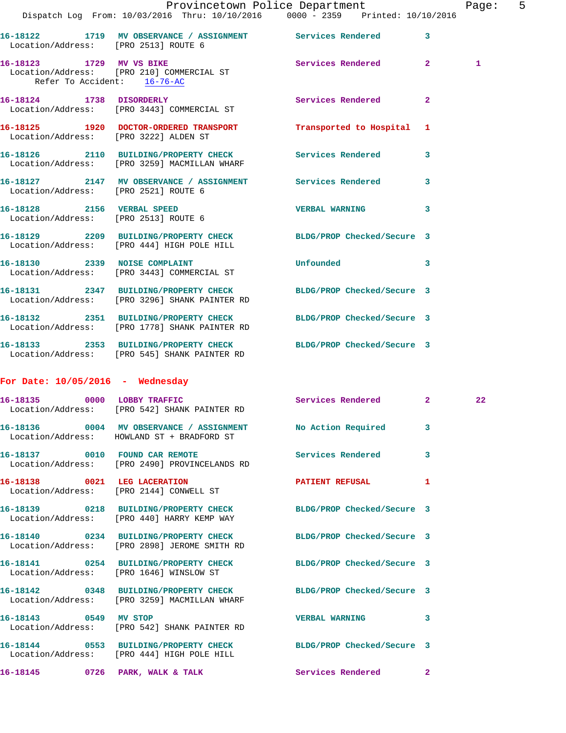16-18122 1719 MV OBSERVANCE / ASSIGNMENT Services Rendered 3
Location/Address: [PRO 2513] ROUTE 6

16-18123 1729 MV VS BIKE Services Rendered 2 1
Location/Address: [PRO 210] COMMERCIAL ST
Refer To Accident: 16-76-AC

16-18124 1738 DISORDERLY Services Rendered 2
Location/Address: [PRO 3443] COMMERCIAL ST

16-18125 1920 DOCTOR-ORDERED TRANSPORT Transported to Hospital 1
Location/Address: [PRO 3222] ALDEN ST

16-18126 2110 BUILDING/PROPERTY CHECK Services Rendered 3
Location/Address: [PRO 3259] MACMILLAN WHARF

16-18127 2147 MV OBSERVANCE / ASSIGNMENT Services Rendered 3
Location/Address: [PRO 2521] ROUTE 6

16-18128 2156 VERBAL SPEED VERBAL WARNING 3
Location/Address: [PRO 2513] ROUTE 6

16-18129 2209 BUILDING/PROPERTY CHECK BLDG/PROP Checked/Secure 3
Location/Address: [PRO 444] HIGH POLE HILL

16-18130 2339 NOISE COMPLAINT Unfounded 3
Location/Address: [PRO 3443] COMMERCIAL ST

16-18131 2347 BUILDING/PROPERTY CHECK BLDG/PROP Checked/Secure 3
Location/Address: [PRO 3296] SHANK PAINTER RD

16-18132 2351 BUILDING/PROPERTY CHECK BLDG/PROP Checked/Secure 3
Location/Address: [PRO 1778] SHANK PAINTER RD

16-18133 2353 BUILDING/PROPERTY CHECK BLDG/PROP Checked/Secure 3
Location/Address: [PRO 545] SHANK PAINTER RD

## For Date: 10/05/2016 - Wednesday

16-18135 0000 LOBBY TRAFFIC Services Rendered 2 22
Location/Address: [PRO 542] SHANK PAINTER RD

16-18136 0004 MV OBSERVANCE / ASSIGNMENT No Action Required 3
Location/Address: HOWLAND ST + BRADFORD ST

16-18137 0010 FOUND CAR REMOTE Services Rendered 3
Location/Address: [PRO 2490] PROVINCELANDS RD

16-18138 0021 LEG LACERATION PATIENT REFUSAL 1
Location/Address: [PRO 2144] CONWELL ST

16-18139 0218 BUILDING/PROPERTY CHECK BLDG/PROP Checked/Secure 3
Location/Address: [PRO 440] HARRY KEMP WAY

16-18140 0234 BUILDING/PROPERTY CHECK BLDG/PROP Checked/Secure 3
Location/Address: [PRO 2898] JEROME SMITH RD

16-18141 0254 BUILDING/PROPERTY CHECK BLDG/PROP Checked/Secure 3
Location/Address: [PRO 1646] WINSLOW ST

16-18142 0348 BUILDING/PROPERTY CHECK BLDG/PROP Checked/Secure 3
Location/Address: [PRO 3259] MACMILLAN WHARF

16-18143 0549 MV STOP VERBAL WARNING 3
Location/Address: [PRO 542] SHANK PAINTER RD

16-18144 0553 BUILDING/PROPERTY CHECK BLDG/PROP Checked/Secure 3
Location/Address: [PRO 444] HIGH POLE HILL

16-18145 0726 PARK, WALK & TALK Services Rendered 2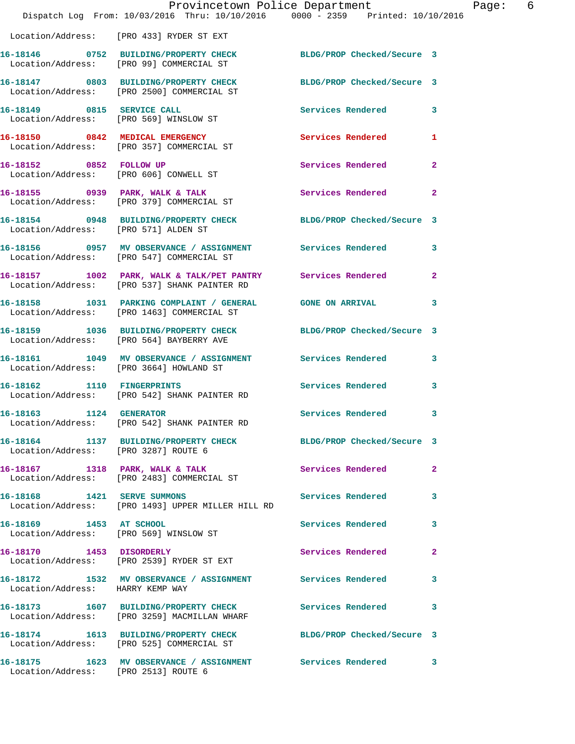Location/Address: [PRO 433] RYDER ST EXT

| Call # | Time | Call Type | Disposition | Priority |
|---|---|---|---|---|
| 16-18146 | 0752 | BUILDING/PROPERTY CHECK | BLDG/PROP Checked/Secure | 3 |
| Location/Address: | | [PRO 99] COMMERCIAL ST | | |
| 16-18147 | 0803 | BUILDING/PROPERTY CHECK | BLDG/PROP Checked/Secure | 3 |
| Location/Address: | | [PRO 2500] COMMERCIAL ST | | |
| 16-18149 | 0815 | SERVICE CALL | Services Rendered | 3 |
| Location/Address: | | [PRO 569] WINSLOW ST | | |
| 16-18150 | 0842 | MEDICAL EMERGENCY | Services Rendered | 1 |
| Location/Address: | | [PRO 357] COMMERCIAL ST | | |
| 16-18152 | 0852 | FOLLOW UP | Services Rendered | 2 |
| Location/Address: | | [PRO 606] CONWELL ST | | |
| 16-18155 | 0939 | PARK, WALK & TALK | Services Rendered | 2 |
| Location/Address: | | [PRO 379] COMMERCIAL ST | | |
| 16-18154 | 0948 | BUILDING/PROPERTY CHECK | BLDG/PROP Checked/Secure | 3 |
| Location/Address: | | [PRO 571] ALDEN ST | | |
| 16-18156 | 0957 | MV OBSERVANCE / ASSIGNMENT | Services Rendered | 3 |
| Location/Address: | | [PRO 547] COMMERCIAL ST | | |
| 16-18157 | 1002 | PARK, WALK & TALK/PET PANTRY | Services Rendered | 2 |
| Location/Address: | | [PRO 537] SHANK PAINTER RD | | |
| 16-18158 | 1031 | PARKING COMPLAINT / GENERAL | GONE ON ARRIVAL | 3 |
| Location/Address: | | [PRO 1463] COMMERCIAL ST | | |
| 16-18159 | 1036 | BUILDING/PROPERTY CHECK | BLDG/PROP Checked/Secure | 3 |
| Location/Address: | | [PRO 564] BAYBERRY AVE | | |
| 16-18161 | 1049 | MV OBSERVANCE / ASSIGNMENT | Services Rendered | 3 |
| Location/Address: | | [PRO 3664] HOWLAND ST | | |
| 16-18162 | 1110 | FINGERPRINTS | Services Rendered | 3 |
| Location/Address: | | [PRO 542] SHANK PAINTER RD | | |
| 16-18163 | 1124 | GENERATOR | Services Rendered | 3 |
| Location/Address: | | [PRO 542] SHANK PAINTER RD | | |
| 16-18164 | 1137 | BUILDING/PROPERTY CHECK | BLDG/PROP Checked/Secure | 3 |
| Location/Address: | | [PRO 3287] ROUTE 6 | | |
| 16-18167 | 1318 | PARK, WALK & TALK | Services Rendered | 2 |
| Location/Address: | | [PRO 2483] COMMERCIAL ST | | |
| 16-18168 | 1421 | SERVE SUMMONS | Services Rendered | 3 |
| Location/Address: | | [PRO 1493] UPPER MILLER HILL RD | | |
| 16-18169 | 1453 | AT SCHOOL | Services Rendered | 3 |
| Location/Address: | | [PRO 569] WINSLOW ST | | |
| 16-18170 | 1453 | DISORDERLY | Services Rendered | 2 |
| Location/Address: | | [PRO 2539] RYDER ST EXT | | |
| 16-18172 | 1532 | MV OBSERVANCE / ASSIGNMENT | Services Rendered | 3 |
| Location/Address: | | HARRY KEMP WAY | | |
| 16-18173 | 1607 | BUILDING/PROPERTY CHECK | Services Rendered | 3 |
| Location/Address: | | [PRO 3259] MACMILLAN WHARF | | |
| 16-18174 | 1613 | BUILDING/PROPERTY CHECK | BLDG/PROP Checked/Secure | 3 |
| Location/Address: | | [PRO 525] COMMERCIAL ST | | |
| 16-18175 | 1623 | MV OBSERVANCE / ASSIGNMENT | Services Rendered | 3 |
| Location/Address: | | [PRO 2513] ROUTE 6 | | |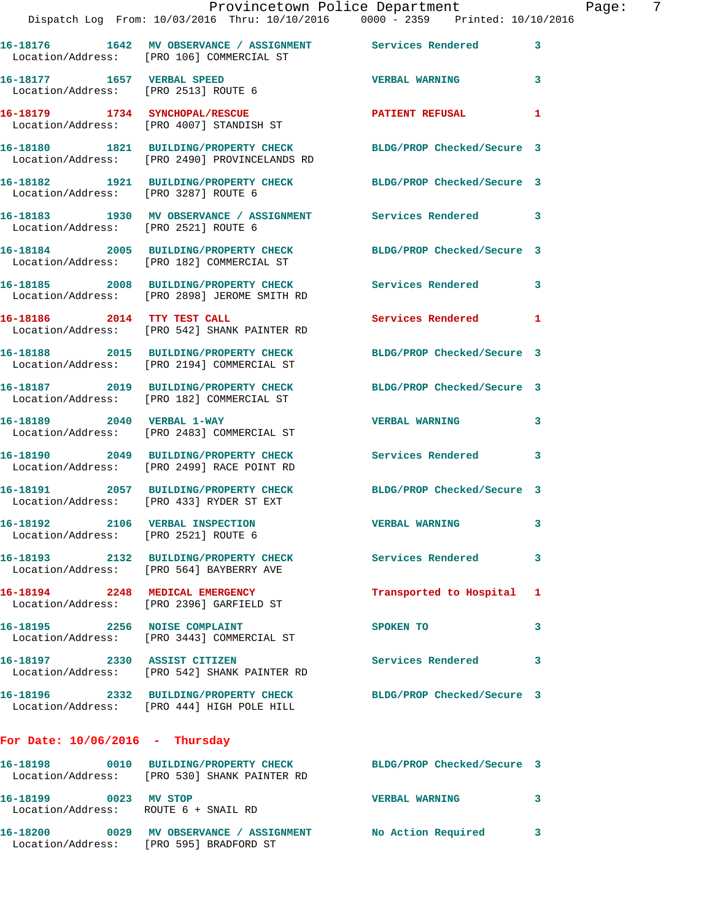| Call # | Time | Call Reason | Action | Priority |
|---|---|---|---|---|
| 16-18176 | 1642 | MV OBSERVANCE / ASSIGNMENT | Services Rendered | 3 |
| Location/Address: | | [PRO 106] COMMERCIAL ST | | |
| 16-18177 | 1657 | VERBAL SPEED | VERBAL WARNING | 3 |
| Location/Address: | | [PRO 2513] ROUTE 6 | | |
| 16-18179 | 1734 | SYNCHOPAL/RESCUE | PATIENT REFUSAL | 1 |
| Location/Address: | | [PRO 4007] STANDISH ST | | |
| 16-18180 | 1821 | BUILDING/PROPERTY CHECK | BLDG/PROP Checked/Secure | 3 |
| Location/Address: | | [PRO 2490] PROVINCELANDS RD | | |
| 16-18182 | 1921 | BUILDING/PROPERTY CHECK | BLDG/PROP Checked/Secure | 3 |
| Location/Address: | | [PRO 3287] ROUTE 6 | | |
| 16-18183 | 1930 | MV OBSERVANCE / ASSIGNMENT | Services Rendered | 3 |
| Location/Address: | | [PRO 2521] ROUTE 6 | | |
| 16-18184 | 2005 | BUILDING/PROPERTY CHECK | BLDG/PROP Checked/Secure | 3 |
| Location/Address: | | [PRO 182] COMMERCIAL ST | | |
| 16-18185 | 2008 | BUILDING/PROPERTY CHECK | Services Rendered | 3 |
| Location/Address: | | [PRO 2898] JEROME SMITH RD | | |
| 16-18186 | 2014 | TTY TEST CALL | Services Rendered | 1 |
| Location/Address: | | [PRO 542] SHANK PAINTER RD | | |
| 16-18188 | 2015 | BUILDING/PROPERTY CHECK | BLDG/PROP Checked/Secure | 3 |
| Location/Address: | | [PRO 2194] COMMERCIAL ST | | |
| 16-18187 | 2019 | BUILDING/PROPERTY CHECK | BLDG/PROP Checked/Secure | 3 |
| Location/Address: | | [PRO 182] COMMERCIAL ST | | |
| 16-18189 | 2040 | VERBAL 1-WAY | VERBAL WARNING | 3 |
| Location/Address: | | [PRO 2483] COMMERCIAL ST | | |
| 16-18190 | 2049 | BUILDING/PROPERTY CHECK | Services Rendered | 3 |
| Location/Address: | | [PRO 2499] RACE POINT RD | | |
| 16-18191 | 2057 | BUILDING/PROPERTY CHECK | BLDG/PROP Checked/Secure | 3 |
| Location/Address: | | [PRO 433] RYDER ST EXT | | |
| 16-18192 | 2106 | VERBAL INSPECTION | VERBAL WARNING | 3 |
| Location/Address: | | [PRO 2521] ROUTE 6 | | |
| 16-18193 | 2132 | BUILDING/PROPERTY CHECK | Services Rendered | 3 |
| Location/Address: | | [PRO 564] BAYBERRY AVE | | |
| 16-18194 | 2248 | MEDICAL EMERGENCY | Transported to Hospital | 1 |
| Location/Address: | | [PRO 2396] GARFIELD ST | | |
| 16-18195 | 2256 | NOISE COMPLAINT | SPOKEN TO | 3 |
| Location/Address: | | [PRO 3443] COMMERCIAL ST | | |
| 16-18197 | 2330 | ASSIST CITIZEN | Services Rendered | 3 |
| Location/Address: | | [PRO 542] SHANK PAINTER RD | | |
| 16-18196 | 2332 | BUILDING/PROPERTY CHECK | BLDG/PROP Checked/Secure | 3 |
| Location/Address: | | [PRO 444] HIGH POLE HILL | | |

**For Date: 10/06/2016 - Thursday**

| Call # | Time | Call Reason | Action | Priority |
|---|---|---|---|---|
| 16-18198 | 0010 | BUILDING/PROPERTY CHECK | BLDG/PROP Checked/Secure | 3 |
| Location/Address: | | [PRO 530] SHANK PAINTER RD | | |
| 16-18199 | 0023 | MV STOP | VERBAL WARNING | 3 |
| Location/Address: | | ROUTE 6 + SNAIL RD | | |
| 16-18200 | 0029 | MV OBSERVANCE / ASSIGNMENT | No Action Required | 3 |
| Location/Address: | | [PRO 595] BRADFORD ST | | |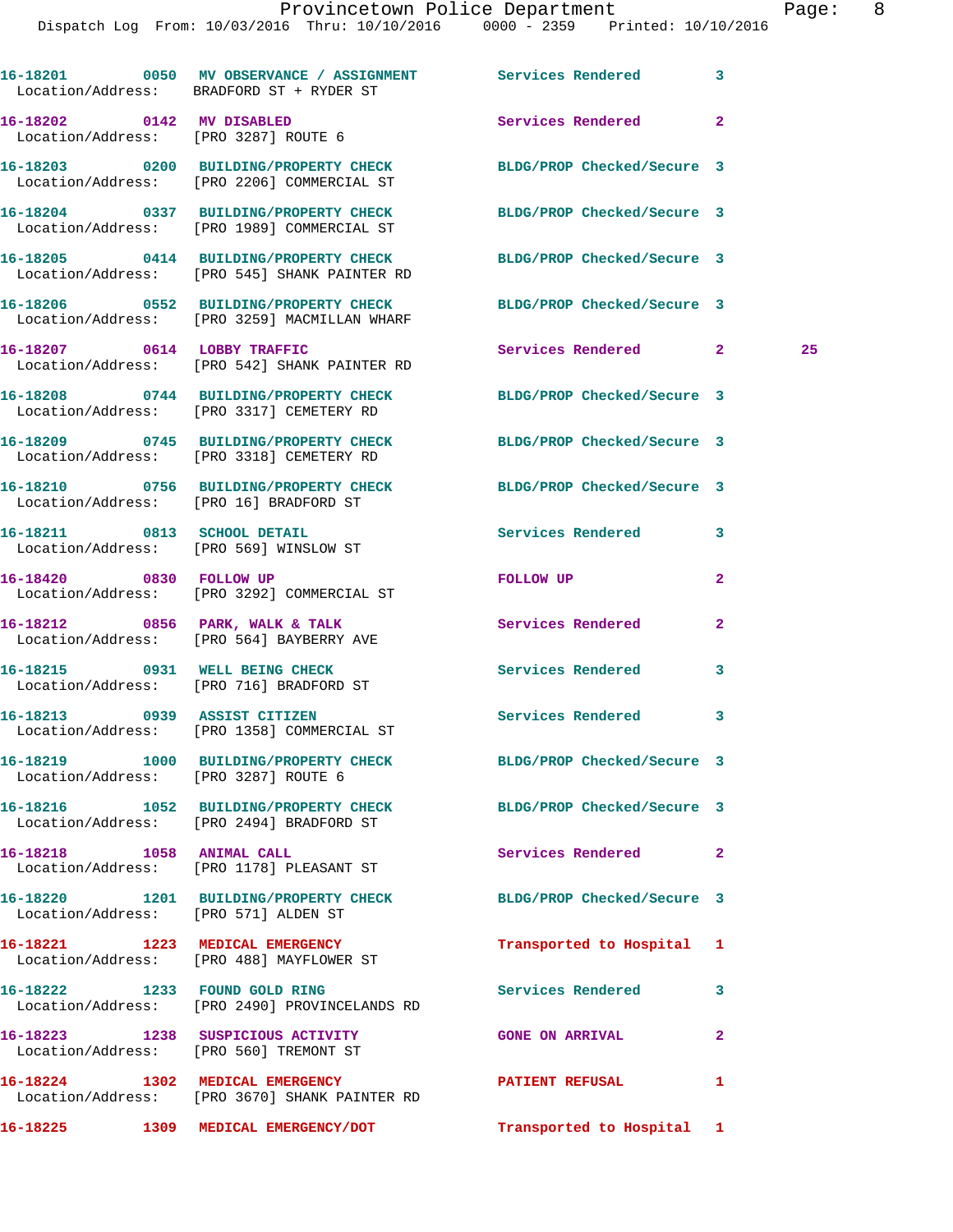16-18201 0050 MV OBSERVANCE / ASSIGNMENT Services Rendered 3
Location/Address: BRADFORD ST + RYDER ST

16-18202 0142 MV DISABLED Services Rendered 2
Location/Address: [PRO 3287] ROUTE 6

16-18203 0200 BUILDING/PROPERTY CHECK BLDG/PROP Checked/Secure 3
Location/Address: [PRO 2206] COMMERCIAL ST

16-18204 0337 BUILDING/PROPERTY CHECK BLDG/PROP Checked/Secure 3
Location/Address: [PRO 1989] COMMERCIAL ST

16-18205 0414 BUILDING/PROPERTY CHECK BLDG/PROP Checked/Secure 3
Location/Address: [PRO 545] SHANK PAINTER RD

16-18206 0552 BUILDING/PROPERTY CHECK BLDG/PROP Checked/Secure 3
Location/Address: [PRO 3259] MACMILLAN WHARF

16-18207 0614 LOBBY TRAFFIC Services Rendered 2 25
Location/Address: [PRO 542] SHANK PAINTER RD

16-18208 0744 BUILDING/PROPERTY CHECK BLDG/PROP Checked/Secure 3
Location/Address: [PRO 3317] CEMETERY RD

16-18209 0745 BUILDING/PROPERTY CHECK BLDG/PROP Checked/Secure 3
Location/Address: [PRO 3318] CEMETERY RD

16-18210 0756 BUILDING/PROPERTY CHECK BLDG/PROP Checked/Secure 3
Location/Address: [PRO 16] BRADFORD ST

16-18211 0813 SCHOOL DETAIL Services Rendered 3
Location/Address: [PRO 569] WINSLOW ST

16-18420 0830 FOLLOW UP FOLLOW UP 2
Location/Address: [PRO 3292] COMMERCIAL ST

16-18212 0856 PARK, WALK & TALK Services Rendered 2
Location/Address: [PRO 564] BAYBERRY AVE

16-18215 0931 WELL BEING CHECK Services Rendered 3
Location/Address: [PRO 716] BRADFORD ST

16-18213 0939 ASSIST CITIZEN Services Rendered 3
Location/Address: [PRO 1358] COMMERCIAL ST

16-18219 1000 BUILDING/PROPERTY CHECK BLDG/PROP Checked/Secure 3
Location/Address: [PRO 3287] ROUTE 6

16-18216 1052 BUILDING/PROPERTY CHECK BLDG/PROP Checked/Secure 3
Location/Address: [PRO 2494] BRADFORD ST

16-18218 1058 ANIMAL CALL Services Rendered 2
Location/Address: [PRO 1178] PLEASANT ST

16-18220 1201 BUILDING/PROPERTY CHECK BLDG/PROP Checked/Secure 3
Location/Address: [PRO 571] ALDEN ST

16-18221 1223 MEDICAL EMERGENCY Transported to Hospital 1
Location/Address: [PRO 488] MAYFLOWER ST

16-18222 1233 FOUND GOLD RING Services Rendered 3
Location/Address: [PRO 2490] PROVINCELANDS RD

16-18223 1238 SUSPICIOUS ACTIVITY GONE ON ARRIVAL 2
Location/Address: [PRO 560] TREMONT ST

16-18224 1302 MEDICAL EMERGENCY PATIENT REFUSAL 1
Location/Address: [PRO 3670] SHANK PAINTER RD

16-18225 1309 MEDICAL EMERGENCY/DOT Transported to Hospital 1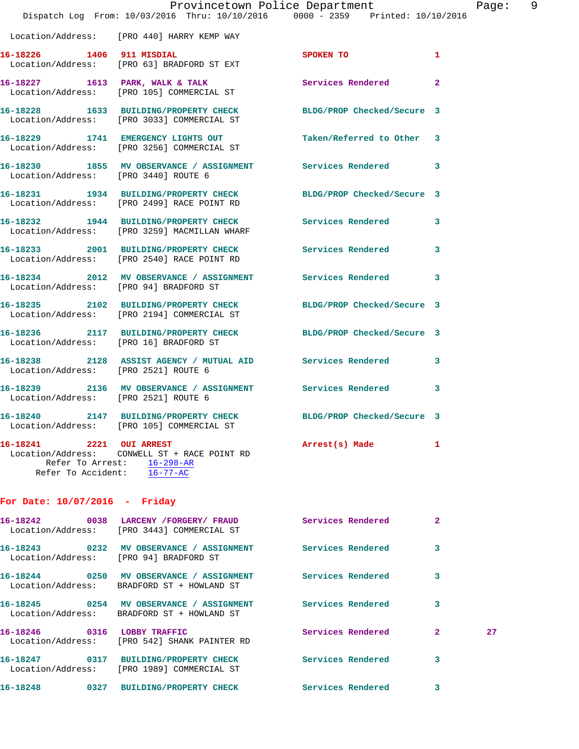Location/Address: [PRO 440] HARRY KEMP WAY

16-18226 1406 911 MISDIAL SPOKEN TO 1
Location/Address: [PRO 63] BRADFORD ST EXT

16-18227 1613 PARK, WALK & TALK Services Rendered 2
Location/Address: [PRO 105] COMMERCIAL ST

16-18228 1633 BUILDING/PROPERTY CHECK BLDG/PROP Checked/Secure 3
Location/Address: [PRO 3033] COMMERCIAL ST

16-18229 1741 EMERGENCY LIGHTS OUT Taken/Referred to Other 3
Location/Address: [PRO 3256] COMMERCIAL ST

16-18230 1855 MV OBSERVANCE / ASSIGNMENT Services Rendered 3
Location/Address: [PRO 3440] ROUTE 6

16-18231 1934 BUILDING/PROPERTY CHECK BLDG/PROP Checked/Secure 3
Location/Address: [PRO 2499] RACE POINT RD

16-18232 1944 BUILDING/PROPERTY CHECK Services Rendered 3
Location/Address: [PRO 3259] MACMILLAN WHARF

16-18233 2001 BUILDING/PROPERTY CHECK Services Rendered 3
Location/Address: [PRO 2540] RACE POINT RD

16-18234 2012 MV OBSERVANCE / ASSIGNMENT Services Rendered 3
Location/Address: [PRO 94] BRADFORD ST

16-18235 2102 BUILDING/PROPERTY CHECK BLDG/PROP Checked/Secure 3
Location/Address: [PRO 2194] COMMERCIAL ST

16-18236 2117 BUILDING/PROPERTY CHECK BLDG/PROP Checked/Secure 3
Location/Address: [PRO 16] BRADFORD ST

16-18238 2128 ASSIST AGENCY / MUTUAL AID Services Rendered 3
Location/Address: [PRO 2521] ROUTE 6

16-18239 2136 MV OBSERVANCE / ASSIGNMENT Services Rendered 3
Location/Address: [PRO 2521] ROUTE 6

16-18240 2147 BUILDING/PROPERTY CHECK BLDG/PROP Checked/Secure 3
Location/Address: [PRO 105] COMMERCIAL ST

16-18241 2221 OUI ARREST Arrest(s) Made 1
Location/Address: CONWELL ST + RACE POINT RD
Refer To Arrest: 16-298-AR
Refer To Accident: 16-77-AC

## For Date: 10/07/2016 - Friday

16-18242 0038 LARCENY /FORGERY/ FRAUD Services Rendered 2
Location/Address: [PRO 3443] COMMERCIAL ST

16-18243 0232 MV OBSERVANCE / ASSIGNMENT Services Rendered 3
Location/Address: [PRO 94] BRADFORD ST

16-18244 0250 MV OBSERVANCE / ASSIGNMENT Services Rendered 3
Location/Address: BRADFORD ST + HOWLAND ST

16-18245 0254 MV OBSERVANCE / ASSIGNMENT Services Rendered 3
Location/Address: BRADFORD ST + HOWLAND ST

16-18246 0316 LOBBY TRAFFIC Services Rendered 2 27
Location/Address: [PRO 542] SHANK PAINTER RD

16-18247 0317 BUILDING/PROPERTY CHECK Services Rendered 3
Location/Address: [PRO 1989] COMMERCIAL ST

16-18248 0327 BUILDING/PROPERTY CHECK Services Rendered 3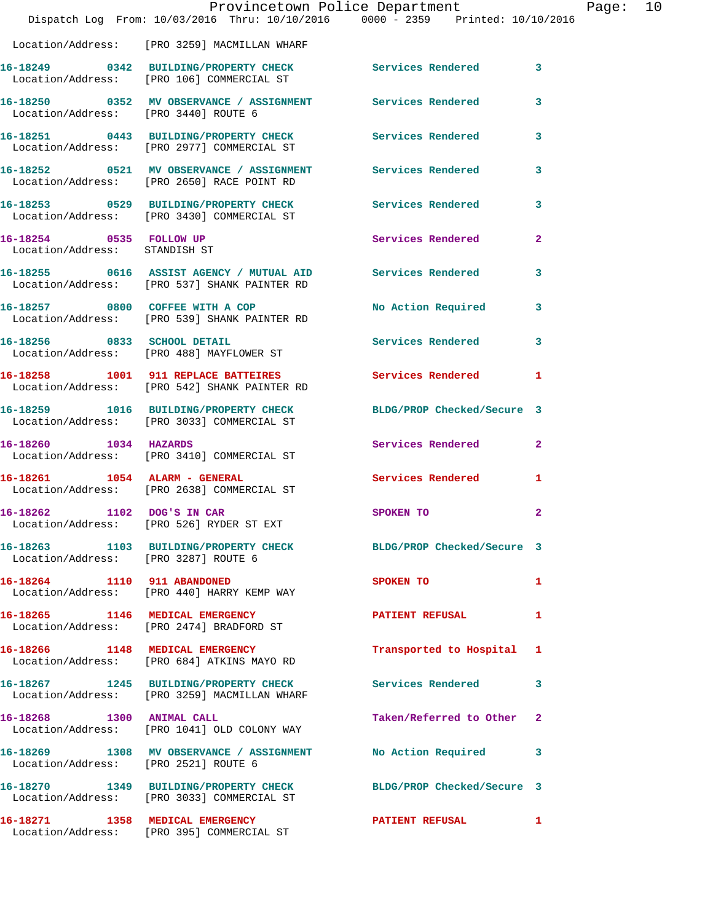Location/Address: [PRO 3259] MACMILLAN WHARF

| Call Number | Time | Call Type | Disposition | Priority |
|---|---|---|---|---|
| 16-18249 | 0342 | BUILDING/PROPERTY CHECK | Services Rendered | 3 |
| Location/Address: [PRO 106] COMMERCIAL ST | | | | |
| 16-18250 | 0352 | MV OBSERVANCE / ASSIGNMENT | Services Rendered | 3 |
| Location/Address: [PRO 3440] ROUTE 6 | | | | |
| 16-18251 | 0443 | BUILDING/PROPERTY CHECK | Services Rendered | 3 |
| Location/Address: [PRO 2977] COMMERCIAL ST | | | | |
| 16-18252 | 0521 | MV OBSERVANCE / ASSIGNMENT | Services Rendered | 3 |
| Location/Address: [PRO 2650] RACE POINT RD | | | | |
| 16-18253 | 0529 | BUILDING/PROPERTY CHECK | Services Rendered | 3 |
| Location/Address: [PRO 3430] COMMERCIAL ST | | | | |
| 16-18254 | 0535 | FOLLOW UP | Services Rendered | 2 |
| Location/Address: STANDISH ST | | | | |
| 16-18255 | 0616 | ASSIST AGENCY / MUTUAL AID | Services Rendered | 3 |
| Location/Address: [PRO 537] SHANK PAINTER RD | | | | |
| 16-18257 | 0800 | COFFEE WITH A COP | No Action Required | 3 |
| Location/Address: [PRO 539] SHANK PAINTER RD | | | | |
| 16-18256 | 0833 | SCHOOL DETAIL | Services Rendered | 3 |
| Location/Address: [PRO 488] MAYFLOWER ST | | | | |
| 16-18258 | 1001 | 911 REPLACE BATTEIRES | Services Rendered | 1 |
| Location/Address: [PRO 542] SHANK PAINTER RD | | | | |
| 16-18259 | 1016 | BUILDING/PROPERTY CHECK | BLDG/PROP Checked/Secure | 3 |
| Location/Address: [PRO 3033] COMMERCIAL ST | | | | |
| 16-18260 | 1034 | HAZARDS | Services Rendered | 2 |
| Location/Address: [PRO 3410] COMMERCIAL ST | | | | |
| 16-18261 | 1054 | ALARM - GENERAL | Services Rendered | 1 |
| Location/Address: [PRO 2638] COMMERCIAL ST | | | | |
| 16-18262 | 1102 | DOG'S IN CAR | SPOKEN TO | 2 |
| Location/Address: [PRO 526] RYDER ST EXT | | | | |
| 16-18263 | 1103 | BUILDING/PROPERTY CHECK | BLDG/PROP Checked/Secure | 3 |
| Location/Address: [PRO 3287] ROUTE 6 | | | | |
| 16-18264 | 1110 | 911 ABANDONED | SPOKEN TO | 1 |
| Location/Address: [PRO 440] HARRY KEMP WAY | | | | |
| 16-18265 | 1146 | MEDICAL EMERGENCY | PATIENT REFUSAL | 1 |
| Location/Address: [PRO 2474] BRADFORD ST | | | | |
| 16-18266 | 1148 | MEDICAL EMERGENCY | Transported to Hospital | 1 |
| Location/Address: [PRO 684] ATKINS MAYO RD | | | | |
| 16-18267 | 1245 | BUILDING/PROPERTY CHECK | Services Rendered | 3 |
| Location/Address: [PRO 3259] MACMILLAN WHARF | | | | |
| 16-18268 | 1300 | ANIMAL CALL | Taken/Referred to Other | 2 |
| Location/Address: [PRO 1041] OLD COLONY WAY | | | | |
| 16-18269 | 1308 | MV OBSERVANCE / ASSIGNMENT | No Action Required | 3 |
| Location/Address: [PRO 2521] ROUTE 6 | | | | |
| 16-18270 | 1349 | BUILDING/PROPERTY CHECK | BLDG/PROP Checked/Secure | 3 |
| Location/Address: [PRO 3033] COMMERCIAL ST | | | | |
| 16-18271 | 1358 | MEDICAL EMERGENCY | PATIENT REFUSAL | 1 |
| Location/Address: [PRO 395] COMMERCIAL ST | | | | |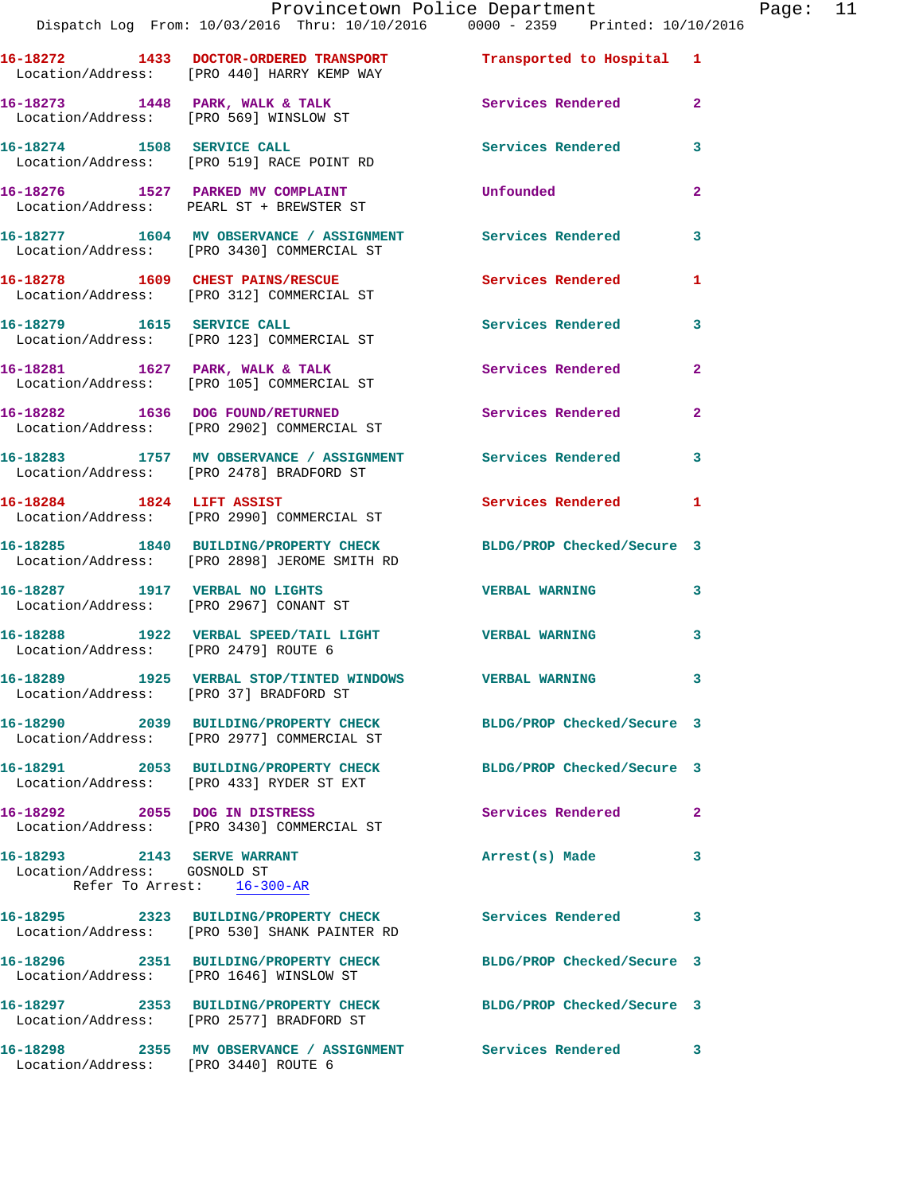16-18272 1433 DOCTOR-ORDERED TRANSPORT Transported to Hospital 1
Location/Address: [PRO 440] HARRY KEMP WAY

16-18273 1448 PARK, WALK & TALK Services Rendered 2
Location/Address: [PRO 569] WINSLOW ST

16-18274 1508 SERVICE CALL Services Rendered 3
Location/Address: [PRO 519] RACE POINT RD

16-18276 1527 PARKED MV COMPLAINT Unfounded 2
Location/Address: PEARL ST + BREWSTER ST

16-18277 1604 MV OBSERVANCE / ASSIGNMENT Services Rendered 3
Location/Address: [PRO 3430] COMMERCIAL ST

16-18278 1609 CHEST PAINS/RESCUE Services Rendered 1
Location/Address: [PRO 312] COMMERCIAL ST

16-18279 1615 SERVICE CALL Services Rendered 3
Location/Address: [PRO 123] COMMERCIAL ST

16-18281 1627 PARK, WALK & TALK Services Rendered 2
Location/Address: [PRO 105] COMMERCIAL ST

16-18282 1636 DOG FOUND/RETURNED Services Rendered 2
Location/Address: [PRO 2902] COMMERCIAL ST

16-18283 1757 MV OBSERVANCE / ASSIGNMENT Services Rendered 3
Location/Address: [PRO 2478] BRADFORD ST

16-18284 1824 LIFT ASSIST Services Rendered 1
Location/Address: [PRO 2990] COMMERCIAL ST

16-18285 1840 BUILDING/PROPERTY CHECK BLDG/PROP Checked/Secure 3
Location/Address: [PRO 2898] JEROME SMITH RD

16-18287 1917 VERBAL NO LIGHTS VERBAL WARNING 3
Location/Address: [PRO 2967] CONANT ST

16-18288 1922 VERBAL SPEED/TAIL LIGHT VERBAL WARNING 3
Location/Address: [PRO 2479] ROUTE 6

16-18289 1925 VERBAL STOP/TINTED WINDOWS VERBAL WARNING 3
Location/Address: [PRO 37] BRADFORD ST

16-18290 2039 BUILDING/PROPERTY CHECK BLDG/PROP Checked/Secure 3
Location/Address: [PRO 2977] COMMERCIAL ST

16-18291 2053 BUILDING/PROPERTY CHECK BLDG/PROP Checked/Secure 3
Location/Address: [PRO 433] RYDER ST EXT

16-18292 2055 DOG IN DISTRESS Services Rendered 2
Location/Address: [PRO 3430] COMMERCIAL ST

16-18293 2143 SERVE WARRANT Arrest(s) Made 3
Location/Address: GOSNOLD ST
Refer To Arrest: 16-300-AR

16-18295 2323 BUILDING/PROPERTY CHECK Services Rendered 3
Location/Address: [PRO 530] SHANK PAINTER RD

16-18296 2351 BUILDING/PROPERTY CHECK BLDG/PROP Checked/Secure 3
Location/Address: [PRO 1646] WINSLOW ST

16-18297 2353 BUILDING/PROPERTY CHECK BLDG/PROP Checked/Secure 3
Location/Address: [PRO 2577] BRADFORD ST

16-18298 2355 MV OBSERVANCE / ASSIGNMENT Services Rendered 3
Location/Address: [PRO 3440] ROUTE 6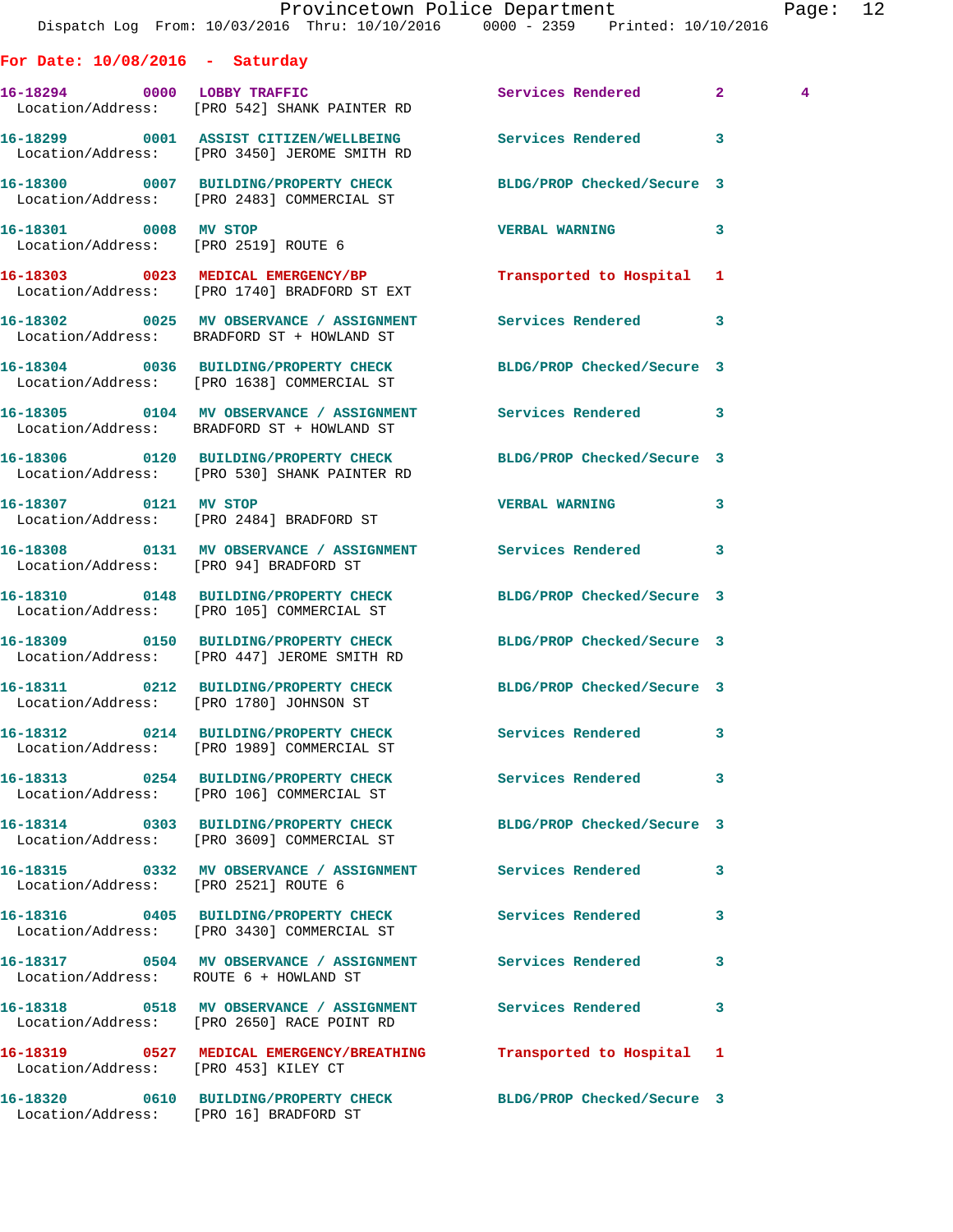## For Date: 10/08/2016 - Saturday

| Call Number | Time | Call Reason | Action | Priority | |
|---|---|---|---|---|---|
| 16-18294 | 0000 | LOBBY TRAFFIC | Services Rendered | 2 | 4 |
| Location/Address: | | [PRO 542] SHANK PAINTER RD | | | |
| 16-18299 | 0001 | ASSIST CITIZEN/WELLBEING | Services Rendered | 3 | |
| Location/Address: | | [PRO 3450] JEROME SMITH RD | | | |
| 16-18300 | 0007 | BUILDING/PROPERTY CHECK | BLDG/PROP Checked/Secure | 3 | |
| Location/Address: | | [PRO 2483] COMMERCIAL ST | | | |
| 16-18301 | 0008 | MV STOP | VERBAL WARNING | 3 | |
| Location/Address: | | [PRO 2519] ROUTE 6 | | | |
| 16-18303 | 0023 | MEDICAL EMERGENCY/BP | Transported to Hospital | 1 | |
| Location/Address: | | [PRO 1740] BRADFORD ST EXT | | | |
| 16-18302 | 0025 | MV OBSERVANCE / ASSIGNMENT | Services Rendered | 3 | |
| Location/Address: | | BRADFORD ST + HOWLAND ST | | | |
| 16-18304 | 0036 | BUILDING/PROPERTY CHECK | BLDG/PROP Checked/Secure | 3 | |
| Location/Address: | | [PRO 1638] COMMERCIAL ST | | | |
| 16-18305 | 0104 | MV OBSERVANCE / ASSIGNMENT | Services Rendered | 3 | |
| Location/Address: | | BRADFORD ST + HOWLAND ST | | | |
| 16-18306 | 0120 | BUILDING/PROPERTY CHECK | BLDG/PROP Checked/Secure | 3 | |
| Location/Address: | | [PRO 530] SHANK PAINTER RD | | | |
| 16-18307 | 0121 | MV STOP | VERBAL WARNING | 3 | |
| Location/Address: | | [PRO 2484] BRADFORD ST | | | |
| 16-18308 | 0131 | MV OBSERVANCE / ASSIGNMENT | Services Rendered | 3 | |
| Location/Address: | | [PRO 94] BRADFORD ST | | | |
| 16-18310 | 0148 | BUILDING/PROPERTY CHECK | BLDG/PROP Checked/Secure | 3 | |
| Location/Address: | | [PRO 105] COMMERCIAL ST | | | |
| 16-18309 | 0150 | BUILDING/PROPERTY CHECK | BLDG/PROP Checked/Secure | 3 | |
| Location/Address: | | [PRO 447] JEROME SMITH RD | | | |
| 16-18311 | 0212 | BUILDING/PROPERTY CHECK | BLDG/PROP Checked/Secure | 3 | |
| Location/Address: | | [PRO 1780] JOHNSON ST | | | |
| 16-18312 | 0214 | BUILDING/PROPERTY CHECK | Services Rendered | 3 | |
| Location/Address: | | [PRO 1989] COMMERCIAL ST | | | |
| 16-18313 | 0254 | BUILDING/PROPERTY CHECK | Services Rendered | 3 | |
| Location/Address: | | [PRO 106] COMMERCIAL ST | | | |
| 16-18314 | 0303 | BUILDING/PROPERTY CHECK | BLDG/PROP Checked/Secure | 3 | |
| Location/Address: | | [PRO 3609] COMMERCIAL ST | | | |
| 16-18315 | 0332 | MV OBSERVANCE / ASSIGNMENT | Services Rendered | 3 | |
| Location/Address: | | [PRO 2521] ROUTE 6 | | | |
| 16-18316 | 0405 | BUILDING/PROPERTY CHECK | Services Rendered | 3 | |
| Location/Address: | | [PRO 3430] COMMERCIAL ST | | | |
| 16-18317 | 0504 | MV OBSERVANCE / ASSIGNMENT | Services Rendered | 3 | |
| Location/Address: | | ROUTE 6 + HOWLAND ST | | | |
| 16-18318 | 0518 | MV OBSERVANCE / ASSIGNMENT | Services Rendered | 3 | |
| Location/Address: | | [PRO 2650] RACE POINT RD | | | |
| 16-18319 | 0527 | MEDICAL EMERGENCY/BREATHING | Transported to Hospital | 1 | |
| Location/Address: | | [PRO 453] KILEY CT | | | |
| 16-18320 | 0610 | BUILDING/PROPERTY CHECK | BLDG/PROP Checked/Secure | 3 | |
| Location/Address: | | [PRO 16] BRADFORD ST | | | |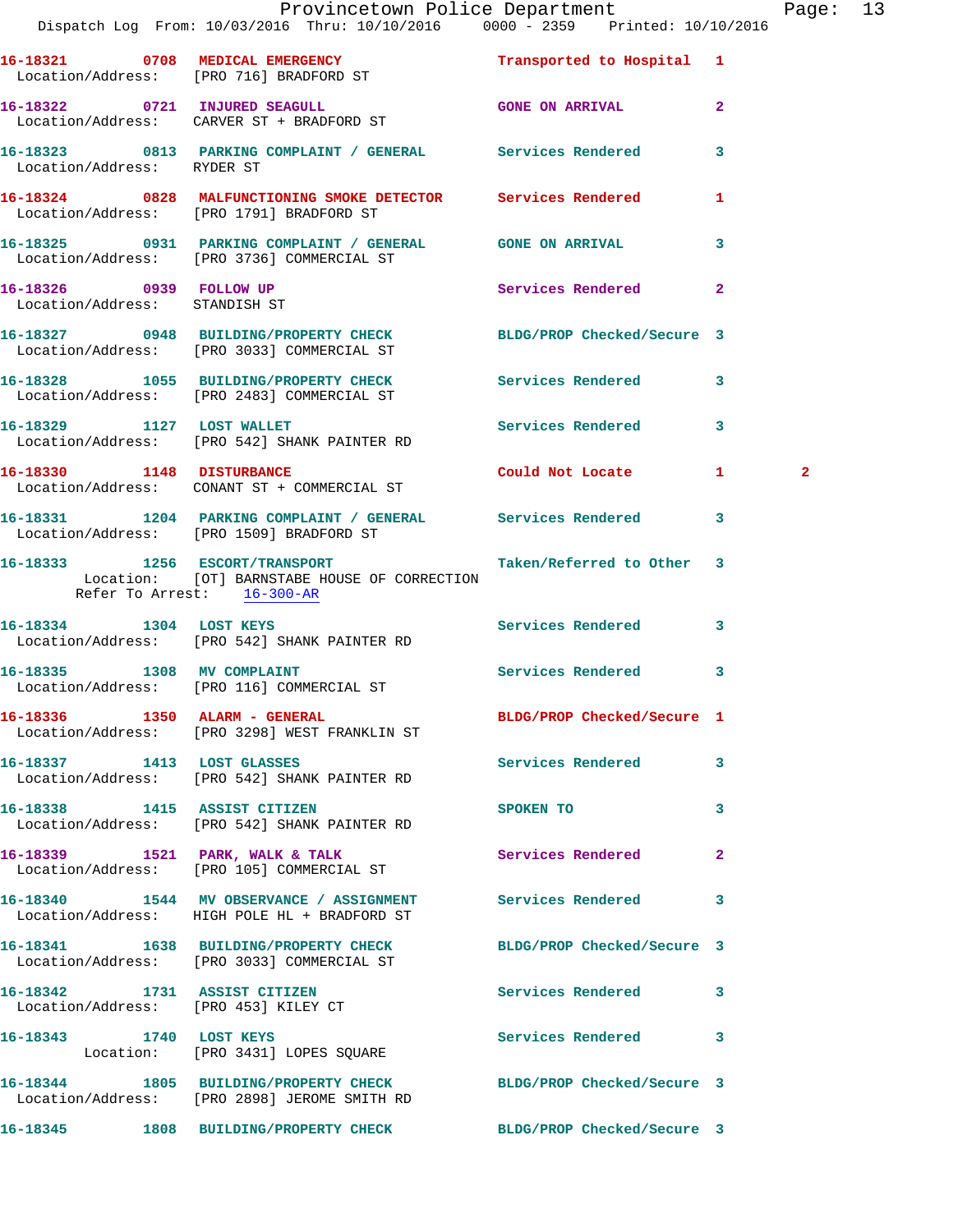16-18321 0708 MEDICAL EMERGENCY Transported to Hospital 1
Location/Address: [PRO 716] BRADFORD ST

16-18322 0721 INJURED SEAGULL GONE ON ARRIVAL 2
Location/Address: CARVER ST + BRADFORD ST

16-18323 0813 PARKING COMPLAINT / GENERAL Services Rendered 3
Location/Address: RYDER ST

16-18324 0828 MALFUNCTIONING SMOKE DETECTOR Services Rendered 1
Location/Address: [PRO 1791] BRADFORD ST

16-18325 0931 PARKING COMPLAINT / GENERAL GONE ON ARRIVAL 3
Location/Address: [PRO 3736] COMMERCIAL ST

16-18326 0939 FOLLOW UP Services Rendered 2
Location/Address: STANDISH ST

16-18327 0948 BUILDING/PROPERTY CHECK BLDG/PROP Checked/Secure 3
Location/Address: [PRO 3033] COMMERCIAL ST

16-18328 1055 BUILDING/PROPERTY CHECK Services Rendered 3
Location/Address: [PRO 2483] COMMERCIAL ST

16-18329 1127 LOST WALLET Services Rendered 3
Location/Address: [PRO 542] SHANK PAINTER RD

16-18330 1148 DISTURBANCE Could Not Locate 1 2
Location/Address: CONANT ST + COMMERCIAL ST

16-18331 1204 PARKING COMPLAINT / GENERAL Services Rendered 3
Location/Address: [PRO 1509] BRADFORD ST

16-18333 1256 ESCORT/TRANSPORT Taken/Referred to Other 3
Location: [OT] BARNSTABE HOUSE OF CORRECTION
Refer To Arrest: 16-300-AR

16-18334 1304 LOST KEYS Services Rendered 3
Location/Address: [PRO 542] SHANK PAINTER RD

16-18335 1308 MV COMPLAINT Services Rendered 3
Location/Address: [PRO 116] COMMERCIAL ST

16-18336 1350 ALARM - GENERAL BLDG/PROP Checked/Secure 1
Location/Address: [PRO 3298] WEST FRANKLIN ST

16-18337 1413 LOST GLASSES Services Rendered 3
Location/Address: [PRO 542] SHANK PAINTER RD

16-18338 1415 ASSIST CITIZEN SPOKEN TO 3
Location/Address: [PRO 542] SHANK PAINTER RD

16-18339 1521 PARK, WALK & TALK Services Rendered 2
Location/Address: [PRO 105] COMMERCIAL ST

16-18340 1544 MV OBSERVANCE / ASSIGNMENT Services Rendered 3
Location/Address: HIGH POLE HL + BRADFORD ST

16-18341 1638 BUILDING/PROPERTY CHECK BLDG/PROP Checked/Secure 3
Location/Address: [PRO 3033] COMMERCIAL ST

16-18342 1731 ASSIST CITIZEN Services Rendered 3
Location/Address: [PRO 453] KILEY CT

16-18343 1740 LOST KEYS Services Rendered 3
Location: [PRO 3431] LOPES SQUARE

16-18344 1805 BUILDING/PROPERTY CHECK BLDG/PROP Checked/Secure 3
Location/Address: [PRO 2898] JEROME SMITH RD

16-18345 1808 BUILDING/PROPERTY CHECK BLDG/PROP Checked/Secure 3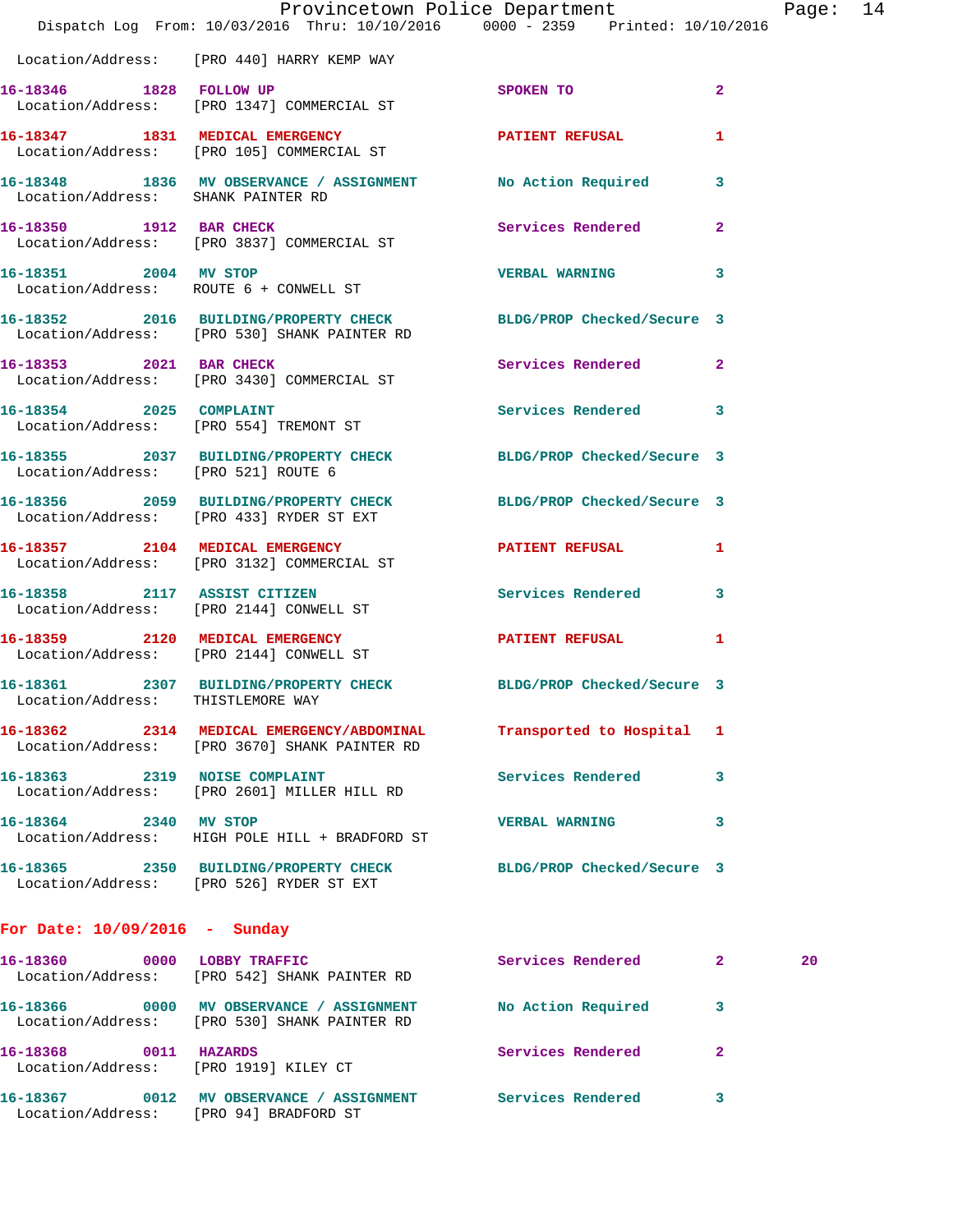Location/Address: [PRO 440] HARRY KEMP WAY

**16-18346** 1828 **FOLLOW UP** SPOKEN TO 2
Location/Address: [PRO 1347] COMMERCIAL ST

**16-18347** 1831 **MEDICAL EMERGENCY** PATIENT REFUSAL 1
Location/Address: [PRO 105] COMMERCIAL ST

**16-18348** 1836 **MV OBSERVANCE / ASSIGNMENT** No Action Required 3
Location/Address: SHANK PAINTER RD

**16-18350** 1912 **BAR CHECK** Services Rendered 2
Location/Address: [PRO 3837] COMMERCIAL ST

**16-18351** 2004 **MV STOP** VERBAL WARNING 3
Location/Address: ROUTE 6 + CONWELL ST

**16-18352** 2016 **BUILDING/PROPERTY CHECK** BLDG/PROP Checked/Secure 3
Location/Address: [PRO 530] SHANK PAINTER RD

**16-18353** 2021 **BAR CHECK** Services Rendered 2
Location/Address: [PRO 3430] COMMERCIAL ST

**16-18354** 2025 **COMPLAINT** Services Rendered 3
Location/Address: [PRO 554] TREMONT ST

**16-18355** 2037 **BUILDING/PROPERTY CHECK** BLDG/PROP Checked/Secure 3
Location/Address: [PRO 521] ROUTE 6

**16-18356** 2059 **BUILDING/PROPERTY CHECK** BLDG/PROP Checked/Secure 3
Location/Address: [PRO 433] RYDER ST EXT

**16-18357** 2104 **MEDICAL EMERGENCY** PATIENT REFUSAL 1
Location/Address: [PRO 3132] COMMERCIAL ST

**16-18358** 2117 **ASSIST CITIZEN** Services Rendered 3
Location/Address: [PRO 2144] CONWELL ST

**16-18359** 2120 **MEDICAL EMERGENCY** PATIENT REFUSAL 1
Location/Address: [PRO 2144] CONWELL ST

**16-18361** 2307 **BUILDING/PROPERTY CHECK** BLDG/PROP Checked/Secure 3
Location/Address: THISTLEMORE WAY

**16-18362** 2314 **MEDICAL EMERGENCY/ABDOMINAL** Transported to Hospital 1
Location/Address: [PRO 3670] SHANK PAINTER RD

**16-18363** 2319 **NOISE COMPLAINT** Services Rendered 3
Location/Address: [PRO 2601] MILLER HILL RD

**16-18364** 2340 **MV STOP** VERBAL WARNING 3
Location/Address: HIGH POLE HILL + BRADFORD ST

**16-18365** 2350 **BUILDING/PROPERTY CHECK** BLDG/PROP Checked/Secure 3
Location/Address: [PRO 526] RYDER ST EXT

## For Date: 10/09/2016 - Sunday

**16-18360** 0000 **LOBBY TRAFFIC** Services Rendered 2 20
Location/Address: [PRO 542] SHANK PAINTER RD

**16-18366** 0000 **MV OBSERVANCE / ASSIGNMENT** No Action Required 3
Location/Address: [PRO 530] SHANK PAINTER RD

**16-18368** 0011 **HAZARDS** Services Rendered 2
Location/Address: [PRO 1919] KILEY CT

**16-18367** 0012 **MV OBSERVANCE / ASSIGNMENT** Services Rendered 3
Location/Address: [PRO 94] BRADFORD ST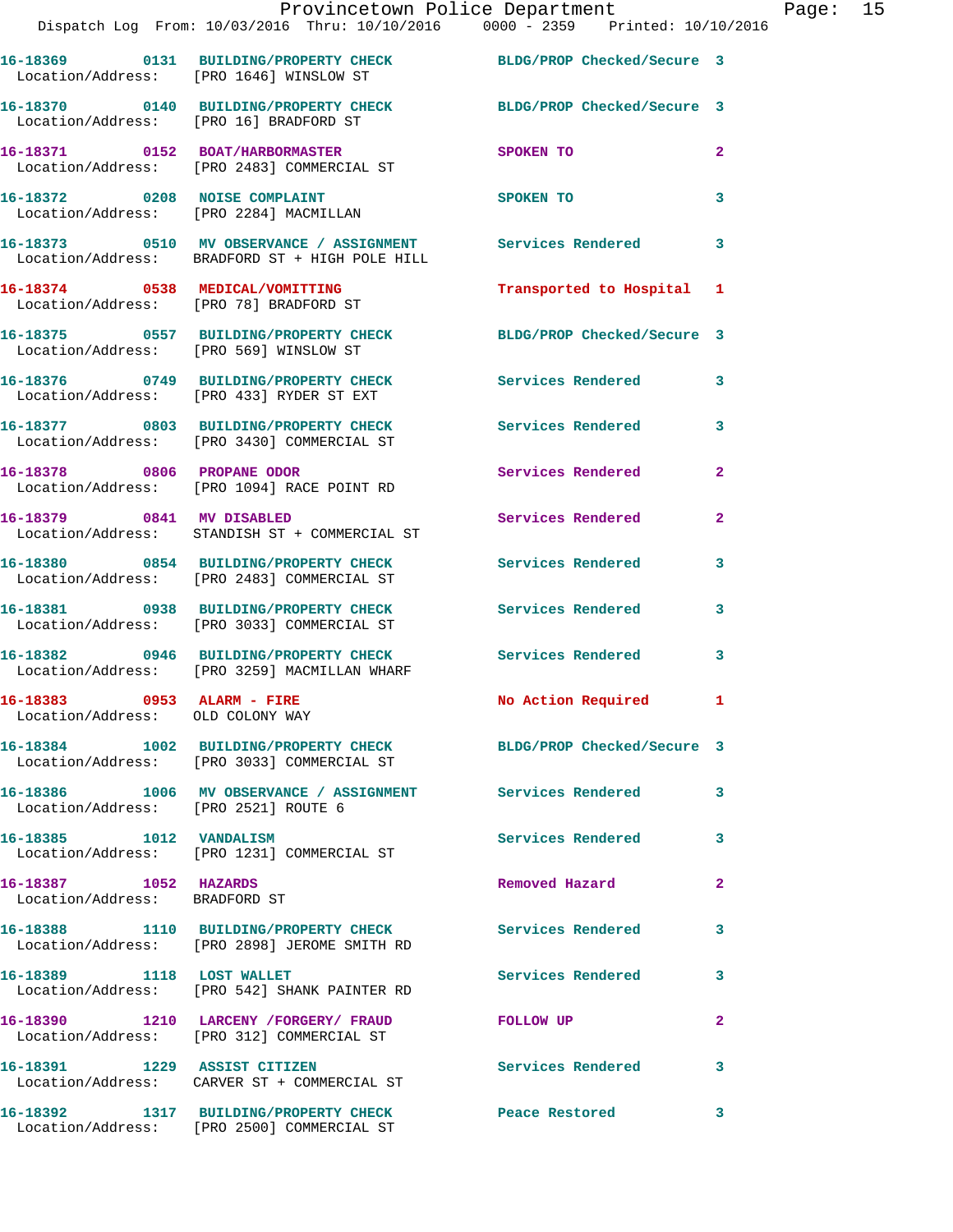Provincetown Police Department
Dispatch Log From: 10/03/2016 Thru: 10/10/2016 0000 - 2359 Printed: 10/10/2016

```
16-18369        0131   BUILDING/PROPERTY CHECK           BLDG/PROP Checked/Secure  3
  Location/Address:    [PRO 1646] WINSLOW ST

16-18370        0140   BUILDING/PROPERTY CHECK           BLDG/PROP Checked/Secure  3
  Location/Address:    [PRO 16] BRADFORD ST

16-18371        0152   BOAT/HARBORMASTER                 SPOKEN TO                 2
  Location/Address:    [PRO 2483] COMMERCIAL ST

16-18372        0208   NOISE COMPLAINT                   SPOKEN TO                 3
  Location/Address:    [PRO 2284] MACMILLAN

16-18373        0510   MV OBSERVANCE / ASSIGNMENT        Services Rendered         3
  Location/Address:    BRADFORD ST + HIGH POLE HILL

16-18374        0538   MEDICAL/VOMITTING                 Transported to Hospital   1
  Location/Address:    [PRO 78] BRADFORD ST

16-18375        0557   BUILDING/PROPERTY CHECK           BLDG/PROP Checked/Secure  3
  Location/Address:    [PRO 569] WINSLOW ST

16-18376        0749   BUILDING/PROPERTY CHECK           Services Rendered         3
  Location/Address:    [PRO 433] RYDER ST EXT

16-18377        0803   BUILDING/PROPERTY CHECK           Services Rendered         3
  Location/Address:    [PRO 3430] COMMERCIAL ST

16-18378        0806   PROPANE ODOR                      Services Rendered         2
  Location/Address:    [PRO 1094] RACE POINT RD

16-18379        0841   MV DISABLED                       Services Rendered         2
  Location/Address:    STANDISH ST + COMMERCIAL ST

16-18380        0854   BUILDING/PROPERTY CHECK           Services Rendered         3
  Location/Address:    [PRO 2483] COMMERCIAL ST

16-18381        0938   BUILDING/PROPERTY CHECK           Services Rendered         3
  Location/Address:    [PRO 3033] COMMERCIAL ST

16-18382        0946   BUILDING/PROPERTY CHECK           Services Rendered         3
  Location/Address:    [PRO 3259] MACMILLAN WHARF

16-18383        0953   ALARM - FIRE                      No Action Required        1
  Location/Address:    OLD COLONY WAY

16-18384        1002   BUILDING/PROPERTY CHECK           BLDG/PROP Checked/Secure  3
  Location/Address:    [PRO 3033] COMMERCIAL ST

16-18386        1006   MV OBSERVANCE / ASSIGNMENT        Services Rendered         3
  Location/Address:    [PRO 2521] ROUTE 6

16-18385        1012   VANDALISM                         Services Rendered         3
  Location/Address:    [PRO 1231] COMMERCIAL ST

16-18387        1052   HAZARDS                           Removed Hazard            2
  Location/Address:    BRADFORD ST

16-18388        1110   BUILDING/PROPERTY CHECK           Services Rendered         3
  Location/Address:    [PRO 2898] JEROME SMITH RD

16-18389        1118   LOST WALLET                       Services Rendered         3
  Location/Address:    [PRO 542] SHANK PAINTER RD

16-18390        1210   LARCENY /FORGERY/ FRAUD           FOLLOW UP                 2
  Location/Address:    [PRO 312] COMMERCIAL ST

16-18391        1229   ASSIST CITIZEN                    Services Rendered         3
  Location/Address:    CARVER ST + COMMERCIAL ST

16-18392        1317   BUILDING/PROPERTY CHECK           Peace Restored            3
  Location/Address:    [PRO 2500] COMMERCIAL ST
```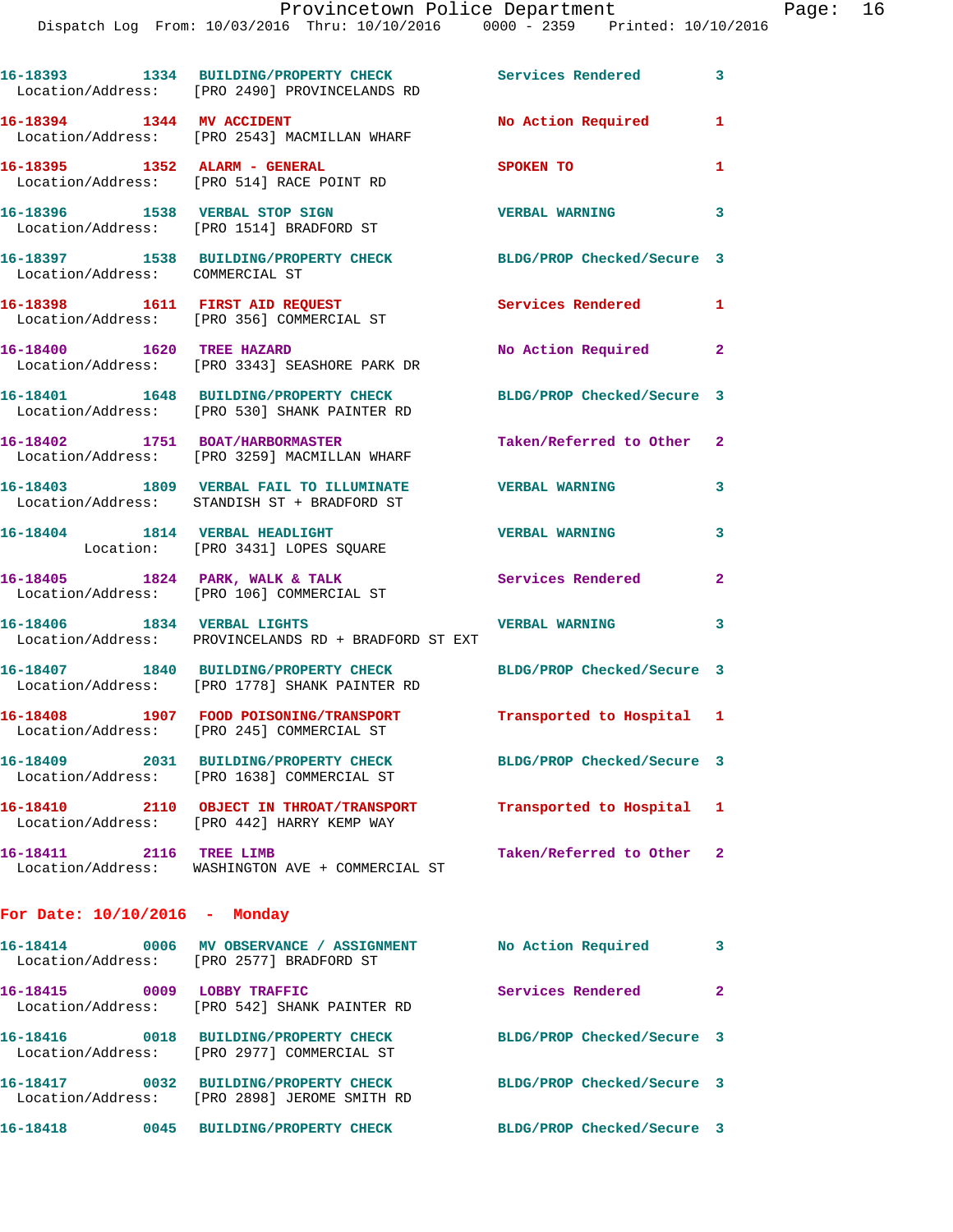16-18393 1334 BUILDING/PROPERTY CHECK Services Rendered 3
Location/Address: [PRO 2490] PROVINCELANDS RD

16-18394 1344 MV ACCIDENT No Action Required 1
Location/Address: [PRO 2543] MACMILLAN WHARF

16-18395 1352 ALARM - GENERAL SPOKEN TO 1
Location/Address: [PRO 514] RACE POINT RD

16-18396 1538 VERBAL STOP SIGN VERBAL WARNING 3
Location/Address: [PRO 1514] BRADFORD ST

16-18397 1538 BUILDING/PROPERTY CHECK BLDG/PROP Checked/Secure 3
Location/Address: COMMERCIAL ST

16-18398 1611 FIRST AID REQUEST Services Rendered 1
Location/Address: [PRO 356] COMMERCIAL ST

16-18400 1620 TREE HAZARD No Action Required 2
Location/Address: [PRO 3343] SEASHORE PARK DR

16-18401 1648 BUILDING/PROPERTY CHECK BLDG/PROP Checked/Secure 3
Location/Address: [PRO 530] SHANK PAINTER RD

16-18402 1751 BOAT/HARBORMASTER Taken/Referred to Other 2
Location/Address: [PRO 3259] MACMILLAN WHARF

16-18403 1809 VERBAL FAIL TO ILLUMINATE VERBAL WARNING 3
Location/Address: STANDISH ST + BRADFORD ST

16-18404 1814 VERBAL HEADLIGHT VERBAL WARNING 3
Location: [PRO 3431] LOPES SQUARE

16-18405 1824 PARK, WALK & TALK Services Rendered 2
Location/Address: [PRO 106] COMMERCIAL ST

16-18406 1834 VERBAL LIGHTS VERBAL WARNING 3
Location/Address: PROVINCELANDS RD + BRADFORD ST EXT

16-18407 1840 BUILDING/PROPERTY CHECK BLDG/PROP Checked/Secure 3
Location/Address: [PRO 1778] SHANK PAINTER RD

16-18408 1907 FOOD POISONING/TRANSPORT Transported to Hospital 1
Location/Address: [PRO 245] COMMERCIAL ST

16-18409 2031 BUILDING/PROPERTY CHECK BLDG/PROP Checked/Secure 3
Location/Address: [PRO 1638] COMMERCIAL ST

16-18410 2110 OBJECT IN THROAT/TRANSPORT Transported to Hospital 1
Location/Address: [PRO 442] HARRY KEMP WAY

16-18411 2116 TREE LIMB Taken/Referred to Other 2
Location/Address: WASHINGTON AVE + COMMERCIAL ST

**For Date: 10/10/2016 - Monday**

16-18414 0006 MV OBSERVANCE / ASSIGNMENT No Action Required 3
Location/Address: [PRO 2577] BRADFORD ST

16-18415 0009 LOBBY TRAFFIC Services Rendered 2
Location/Address: [PRO 542] SHANK PAINTER RD

16-18416 0018 BUILDING/PROPERTY CHECK BLDG/PROP Checked/Secure 3
Location/Address: [PRO 2977] COMMERCIAL ST

16-18417 0032 BUILDING/PROPERTY CHECK BLDG/PROP Checked/Secure 3
Location/Address: [PRO 2898] JEROME SMITH RD

16-18418 0045 BUILDING/PROPERTY CHECK BLDG/PROP Checked/Secure 3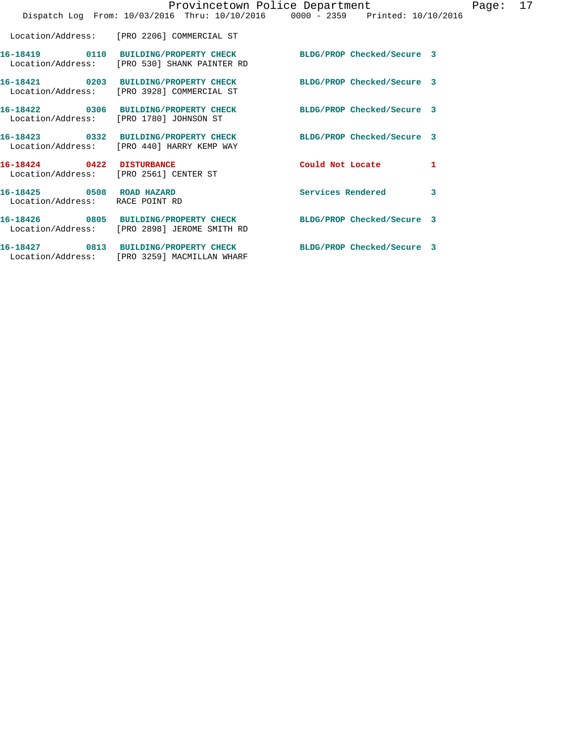Location/Address: [PRO 2206] COMMERCIAL ST

16-18419 0110 BUILDING/PROPERTY CHECK BLDG/PROP Checked/Secure 3
Location/Address: [PRO 530] SHANK PAINTER RD

16-18421 0203 BUILDING/PROPERTY CHECK BLDG/PROP Checked/Secure 3
Location/Address: [PRO 3928] COMMERCIAL ST

16-18422 0306 BUILDING/PROPERTY CHECK BLDG/PROP Checked/Secure 3
Location/Address: [PRO 1780] JOHNSON ST

16-18423 0332 BUILDING/PROPERTY CHECK BLDG/PROP Checked/Secure 3
Location/Address: [PRO 440] HARRY KEMP WAY

16-18424 0422 DISTURBANCE Could Not Locate 1
Location/Address: [PRO 2561] CENTER ST

16-18425 0508 ROAD HAZARD Services Rendered 3
Location/Address: RACE POINT RD

16-18426 0805 BUILDING/PROPERTY CHECK BLDG/PROP Checked/Secure 3
Location/Address: [PRO 2898] JEROME SMITH RD

16-18427 0813 BUILDING/PROPERTY CHECK BLDG/PROP Checked/Secure 3
Location/Address: [PRO 3259] MACMILLAN WHARF